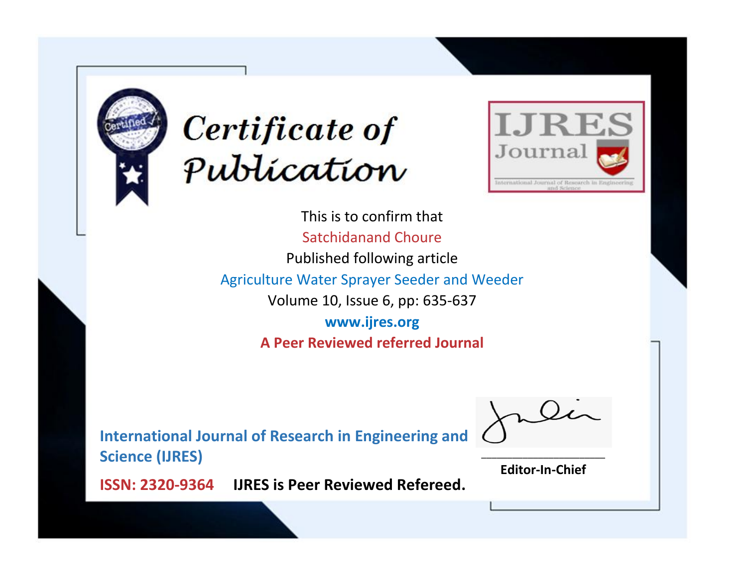# Certificate of Publication

IJRES Journal

International Journal of Research in Engineering and Science

This is to confirm that

Satchidanand Choure

Published following article

Agriculture Water Sprayer Seeder and Weeder

Volume 10, Issue 6, pp: 635-637

**www.ijres.org**

**A Peer Reviewed referred Journal**

**International Journal of Research in Engineering and Science (IJRES)**

**Editor-In-Chief**

**ISSN: 2320-9364** **IJRES is Peer Reviewed Refereed.**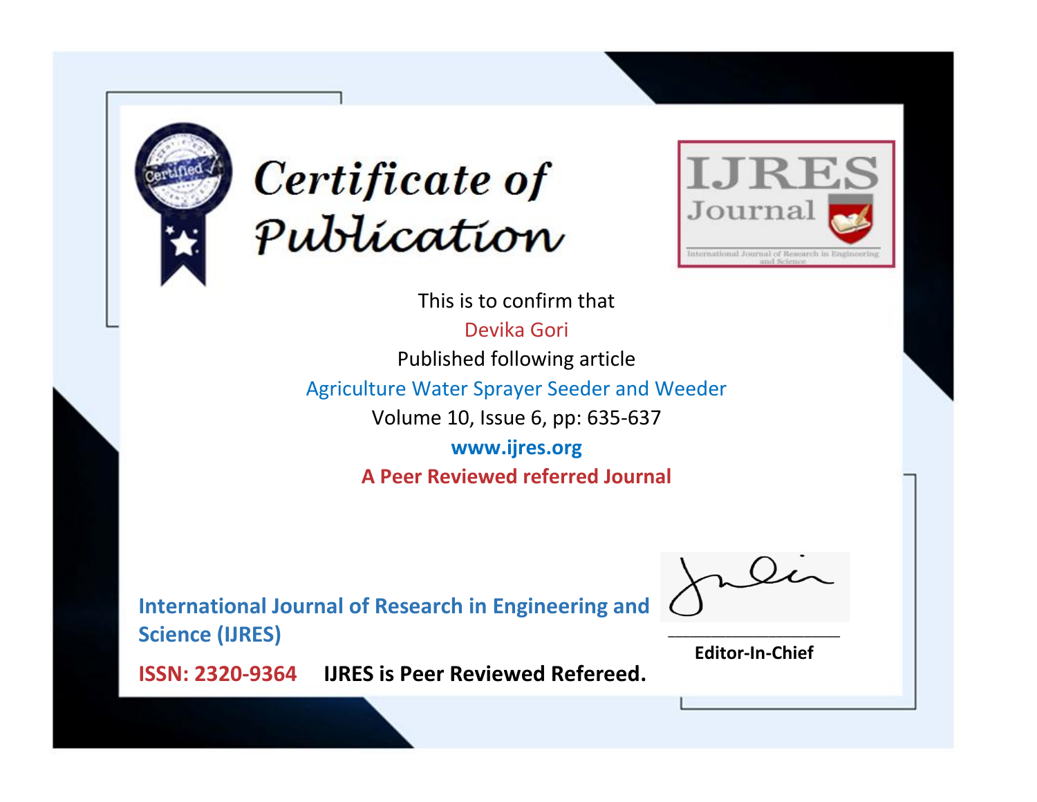# Certificate of Publication

**IJRES Journal**

International Journal of Research in Engineering and Science

This is to confirm that

Devika Gori

Published following article

Agriculture Water Sprayer Seeder and Weeder

Volume 10, Issue 6, pp: 635-637

**www.ijres.org**

**A Peer Reviewed referred Journal**

**International Journal of Research in Engineering and Science (IJRES)**

**ISSN: 2320-9364** **IJRES is Peer Reviewed Refereed.**

**Editor-In-Chief**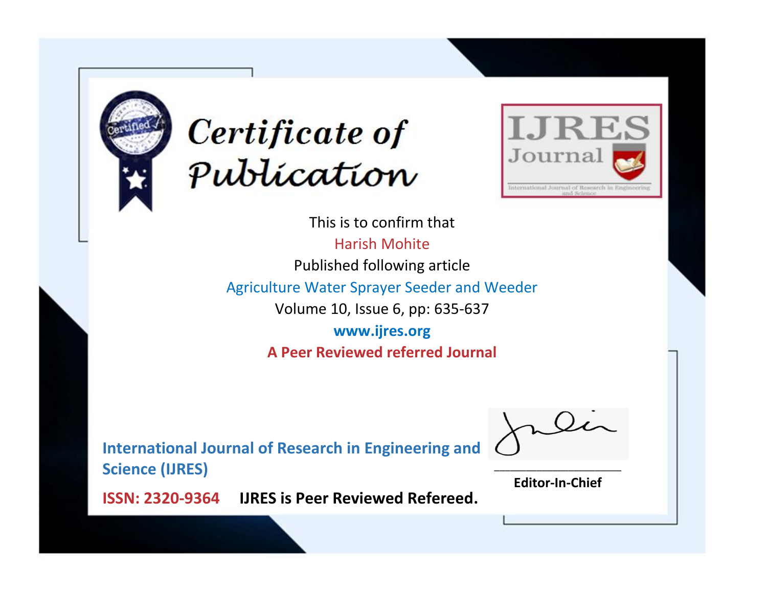# Certificate of Publication

IJRES Journal

International Journal of Research in Engineering and Science

This is to confirm that

Harish Mohite

Published following article

Agriculture Water Sprayer Seeder and Weeder

Volume 10, Issue 6, pp: 635-637

**www.ijres.org**

**A Peer Reviewed referred Journal**

**International Journal of Research in Engineering and Science (IJRES)**

**ISSN: 2320-9364** **IJRES is Peer Reviewed Refereed.**

**Editor-In-Chief**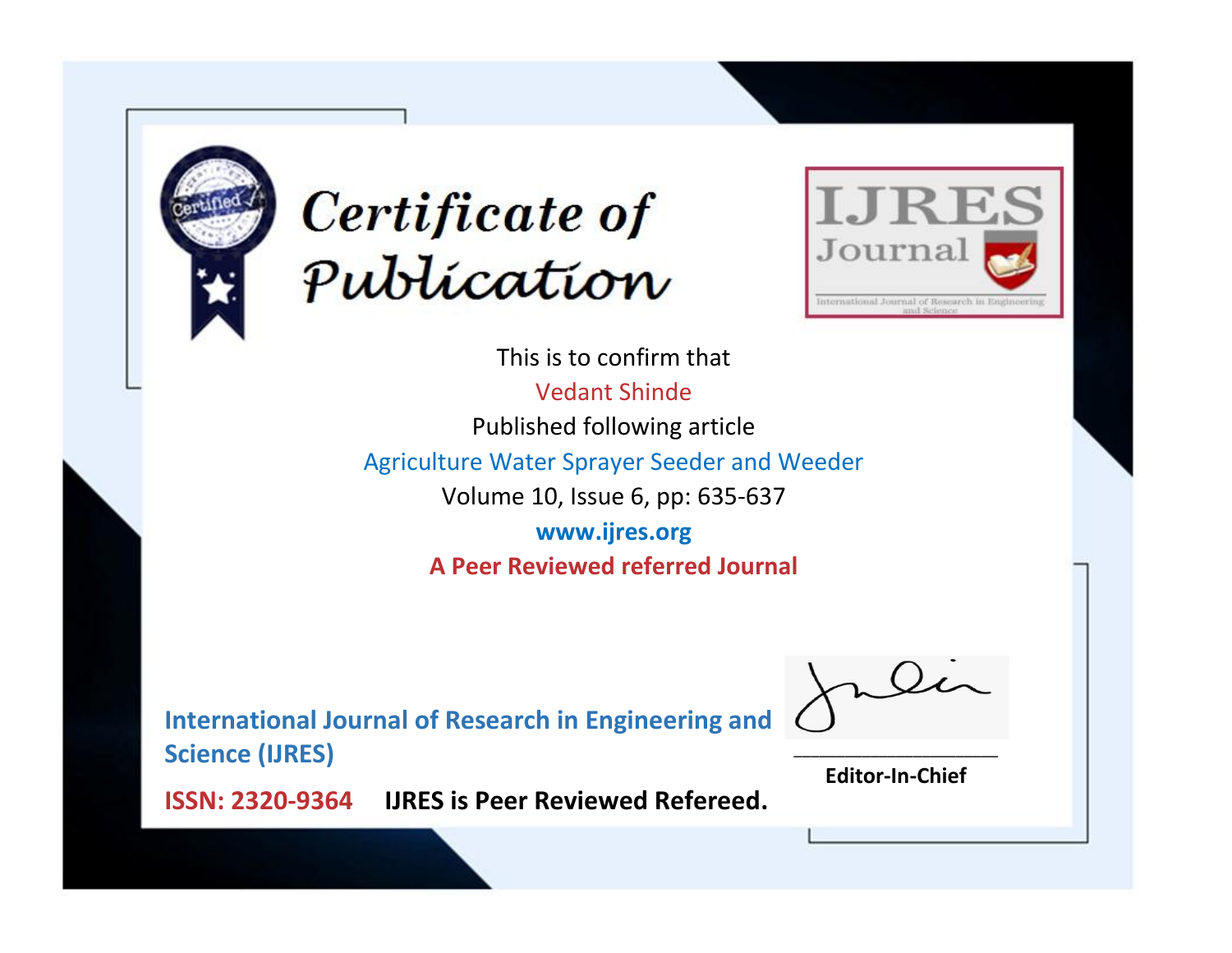# Certificate of Publication

IJRES Journal

International Journal of Research in Engineering and Science

This is to confirm that

Vedant Shinde

Published following article

Agriculture Water Sprayer Seeder and Weeder

Volume 10, Issue 6, pp: 635-637

**www.ijres.org**

**A Peer Reviewed referred Journal**

**International Journal of Research in Engineering and Science (IJRES)**

**ISSN: 2320-9364** **IJRES is Peer Reviewed Refereed.**

**Editor-In-Chief**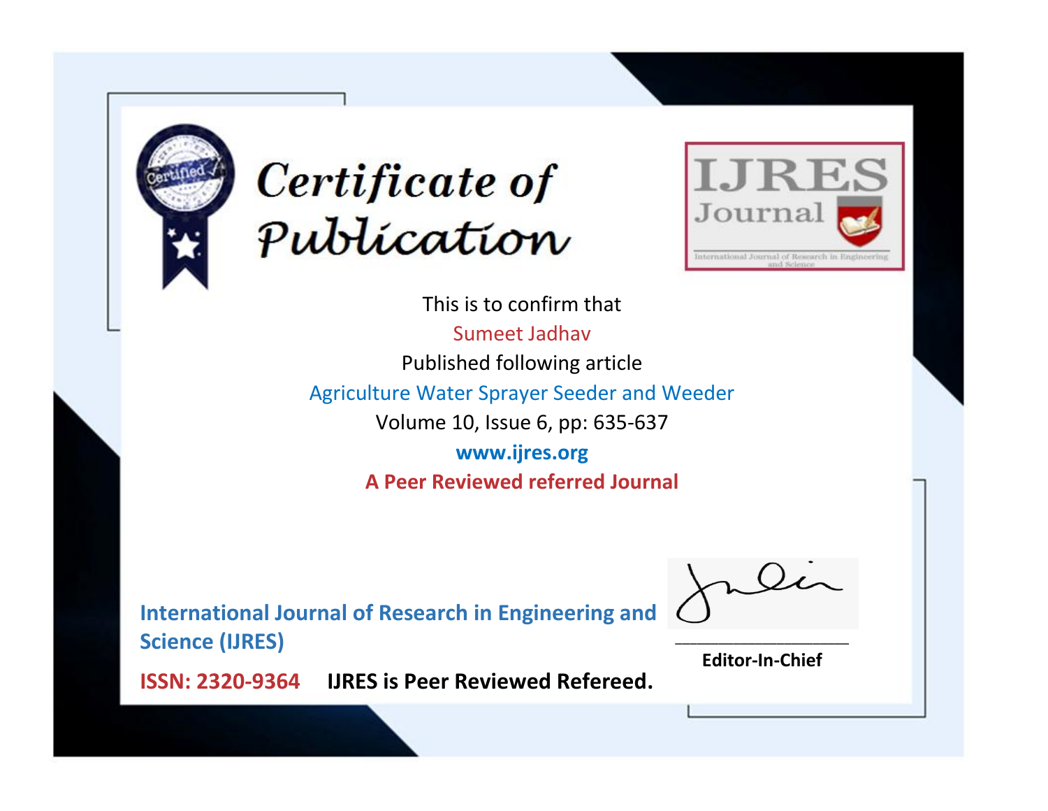# Certificate of Publication

IJRES Journal

International Journal of Research in Engineering and Science

This is to confirm that

Sumeet Jadhav

Published following article

Agriculture Water Sprayer Seeder and Weeder

Volume 10, Issue 6, pp: 635-637

**www.ijres.org**

**A Peer Reviewed referred Journal**

**International Journal of Research in Engineering and Science (IJRES)**

**ISSN: 2320-9364** **IJRES is Peer Reviewed Refereed.**

**Editor-In-Chief**